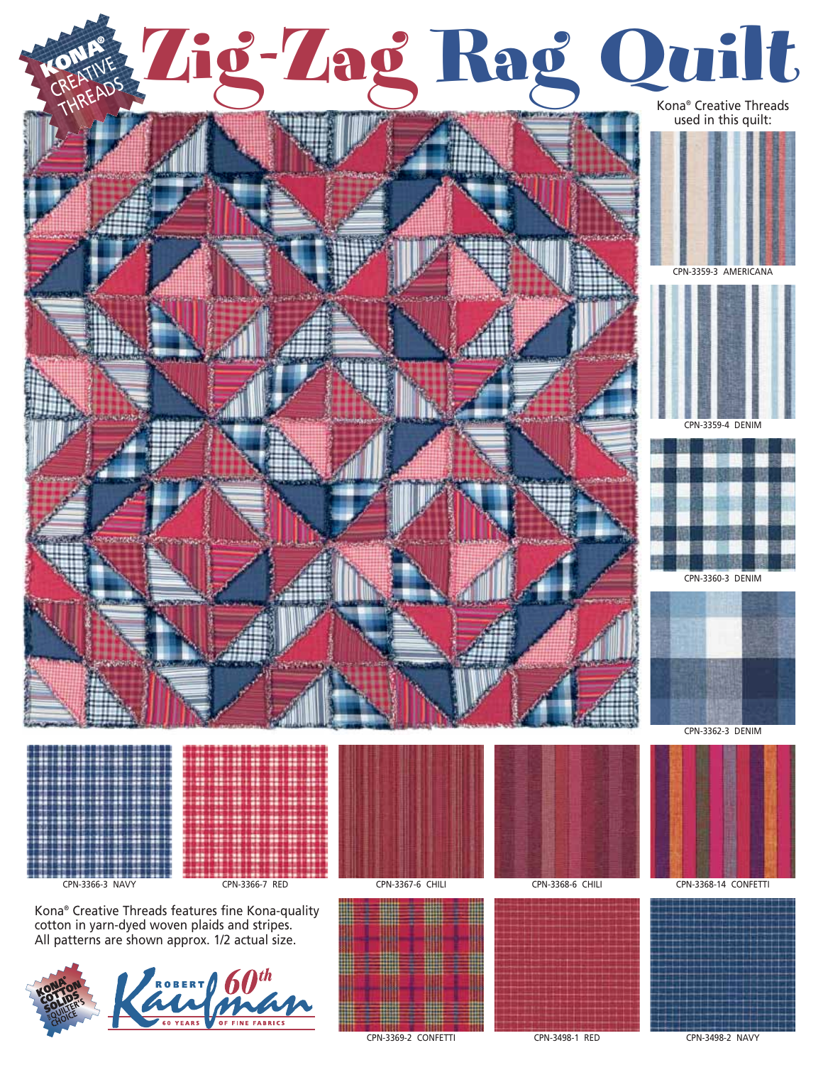# Zig-Zag Rag Quilt

KONA® CREATIVE THREADS

Kona® Creative Threads used in this quilt:

CPN-3359-3 AMERICANA

CPN-3359-4 DENIM

CPN-3360-3 DENIM

CPN-3362-3 DENIM

CPN-3366-3 NAVY

CPN-3366-7 RED

CPN-3367-6 CHILI

CPN-3368-6 CHILI

CPN-3368-14 CONFETTI

Kona® Creative Threads features fine Kona-quality cotton in yarn-dyed woven plaids and stripes. All patterns are shown approx. 1/2 actual size.

CPN-3369-2 CONFETTI

CPN-3498-1 RED

CPN-3498-2 NAVY

KONA® COTTON SOLIDS QUILTER'S CHOICE

ROBERT Kaufman 60th — 60 YEARS OF FINE FABRICS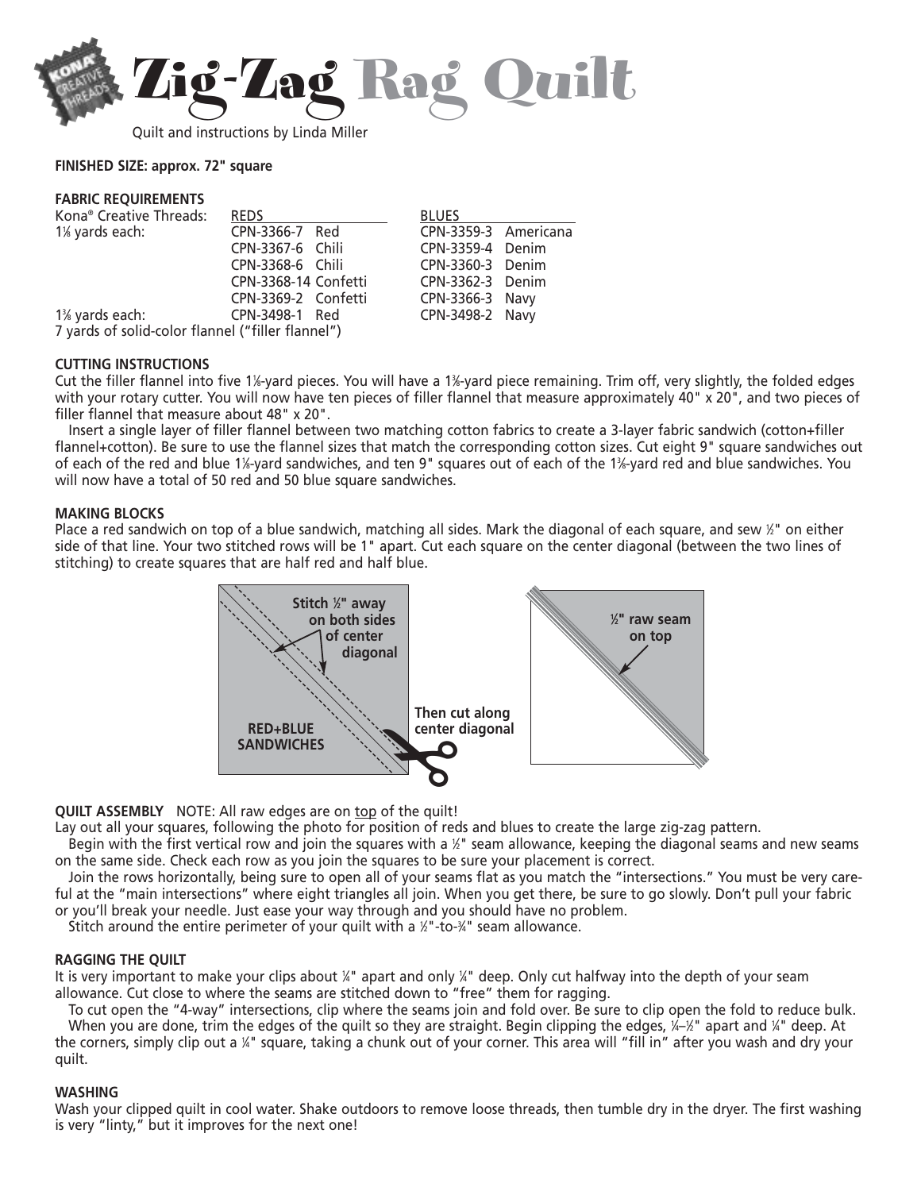# Zig-Zag Rag Quilt

Quilt and instructions by Linda Miller

**FINISHED SIZE: approx. 72" square**

**FABRIC REQUIREMENTS**

| Kona® Creative Threads: | REDS | | BLUES | |
|---|---|---|---|---|
| 1⅛ yards each: | CPN-3366-7 | Red | CPN-3359-3 | Americana |
| | CPN-3367-6 | Chili | CPN-3359-4 | Denim |
| | CPN-3368-6 | Chili | CPN-3360-3 | Denim |
| | CPN-3368-14 | Confetti | CPN-3362-3 | Denim |
| | CPN-3369-2 | Confetti | CPN-3366-3 | Navy |
| 1⅜ yards each: | CPN-3498-1 | Red | CPN-3498-2 | Navy |

7 yards of solid-color flannel ("filler flannel")

**CUTTING INSTRUCTIONS**

Cut the filler flannel into five 1⅛-yard pieces. You will have a 1⅜-yard piece remaining. Trim off, very slightly, the folded edges with your rotary cutter. You will now have ten pieces of filler flannel that measure approximately 40" x 20", and two pieces of filler flannel that measure about 48" x 20".

Insert a single layer of filler flannel between two matching cotton fabrics to create a 3-layer fabric sandwich (cotton+filler flannel+cotton). Be sure to use the flannel sizes that match the corresponding cotton sizes. Cut eight 9" square sandwiches out of each of the red and blue 1⅛-yard sandwiches, and ten 9" squares out of each of the 1⅜-yard red and blue sandwiches. You will now have a total of 50 red and 50 blue square sandwiches.

**MAKING BLOCKS**

Place a red sandwich on top of a blue sandwich, matching all sides. Mark the diagonal of each square, and sew ½" on either side of that line. Your two stitched rows will be 1" apart. Cut each square on the center diagonal (between the two lines of stitching) to create squares that are half red and half blue.

Stitch ½" away on both sides of center diagonal

RED+BLUE SANDWICHES

Then cut along center diagonal

½" raw seam on top

**QUILT ASSEMBLY** NOTE: All raw edges are on top of the quilt!

Lay out all your squares, following the photo for position of reds and blues to create the large zig-zag pattern.

Begin with the first vertical row and join the squares with a ½" seam allowance, keeping the diagonal seams and new seams on the same side. Check each row as you join the squares to be sure your placement is correct.

Join the rows horizontally, being sure to open all of your seams flat as you match the "intersections." You must be very careful at the "main intersections" where eight triangles all join. When you get there, be sure to go slowly. Don't pull your fabric or you'll break your needle. Just ease your way through and you should have no problem.

Stitch around the entire perimeter of your quilt with a ½"-to-¾" seam allowance.

**RAGGING THE QUILT**

It is very important to make your clips about ¼" apart and only ¼" deep. Only cut halfway into the depth of your seam allowance. Cut close to where the seams are stitched down to "free" them for ragging.

To cut open the "4-way" intersections, clip where the seams join and fold over. Be sure to clip open the fold to reduce bulk.

When you are done, trim the edges of the quilt so they are straight. Begin clipping the edges, ¼–½" apart and ¼" deep. At the corners, simply clip out a ¼" square, taking a chunk out of your corner. This area will "fill in" after you wash and dry your quilt.

**WASHING**

Wash your clipped quilt in cool water. Shake outdoors to remove loose threads, then tumble dry in the dryer. The first washing is very "linty," but it improves for the next one!